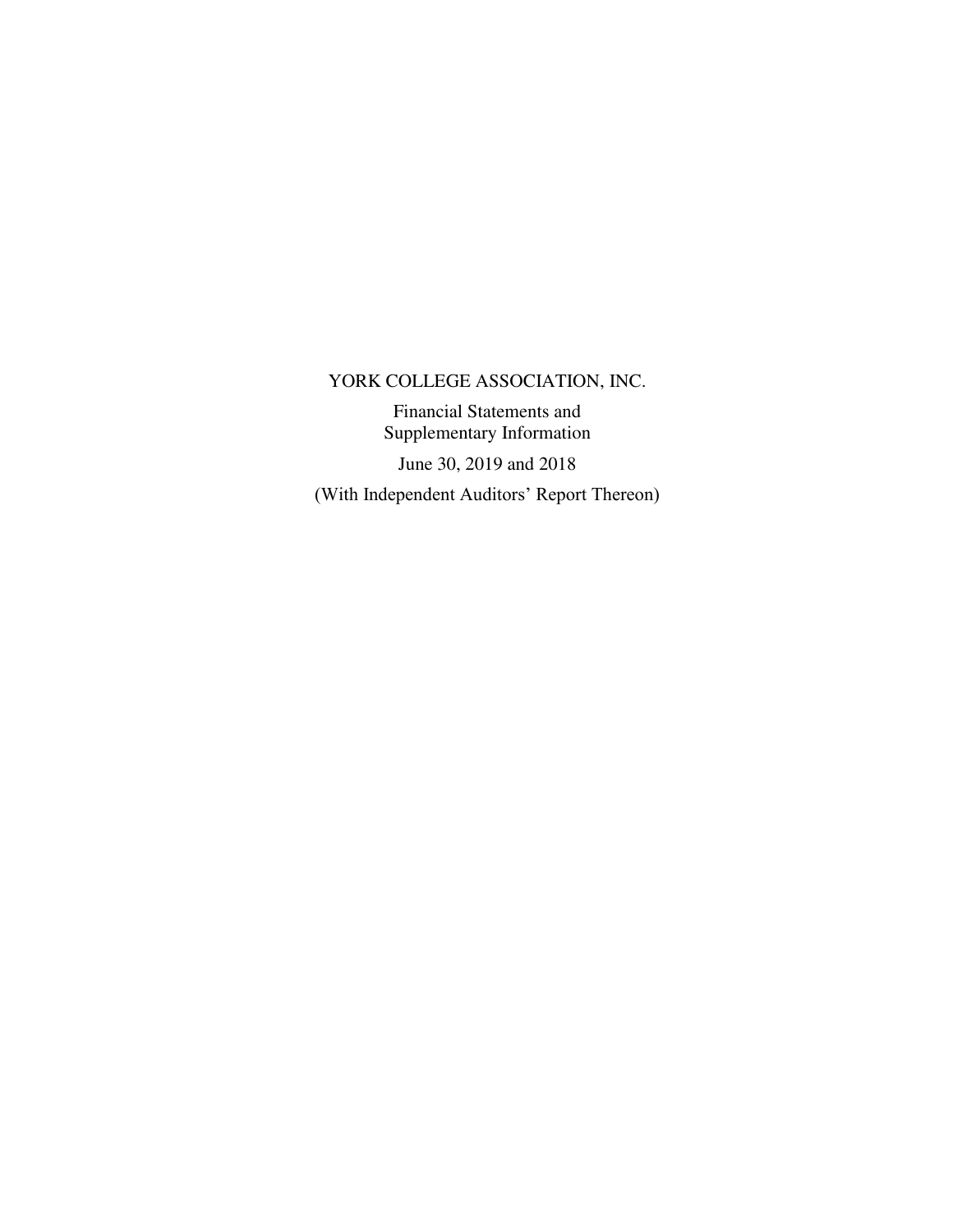# YORK COLLEGE ASSOCIATION, INC.

Financial Statements and
Supplementary Information

June 30, 2019 and 2018

(With Independent Auditors' Report Thereon)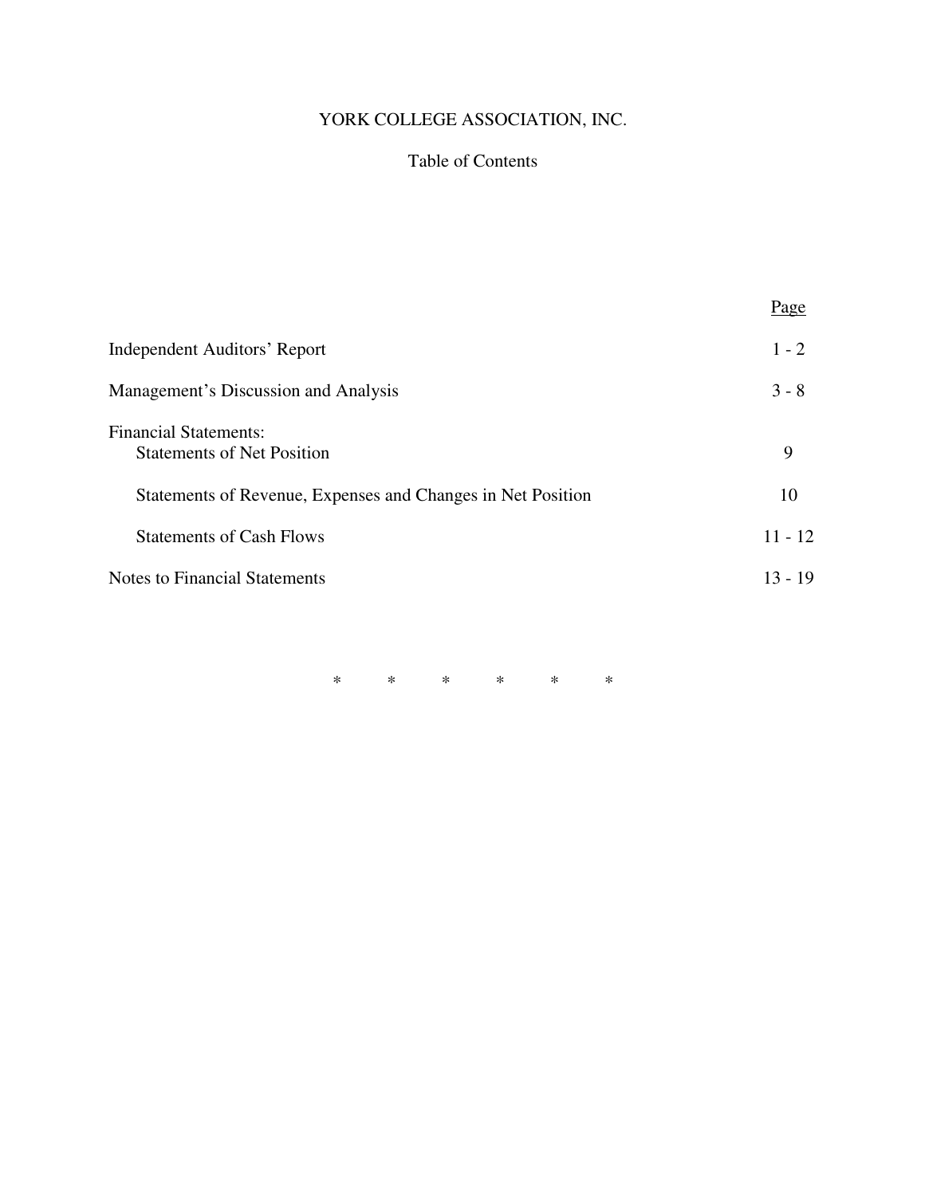# YORK COLLEGE ASSOCIATION, INC.

## Table of Contents

| | Page |
|---|---|
| Independent Auditors' Report | 1 - 2 |
| Management's Discussion and Analysis | 3 - 8 |
| Financial Statements: | |
| Statements of Net Position | 9 |
| Statements of Revenue, Expenses and Changes in Net Position | 10 |
| Statements of Cash Flows | 11 - 12 |
| Notes to Financial Statements | 13 - 19 |

\* \* \* \* \* \*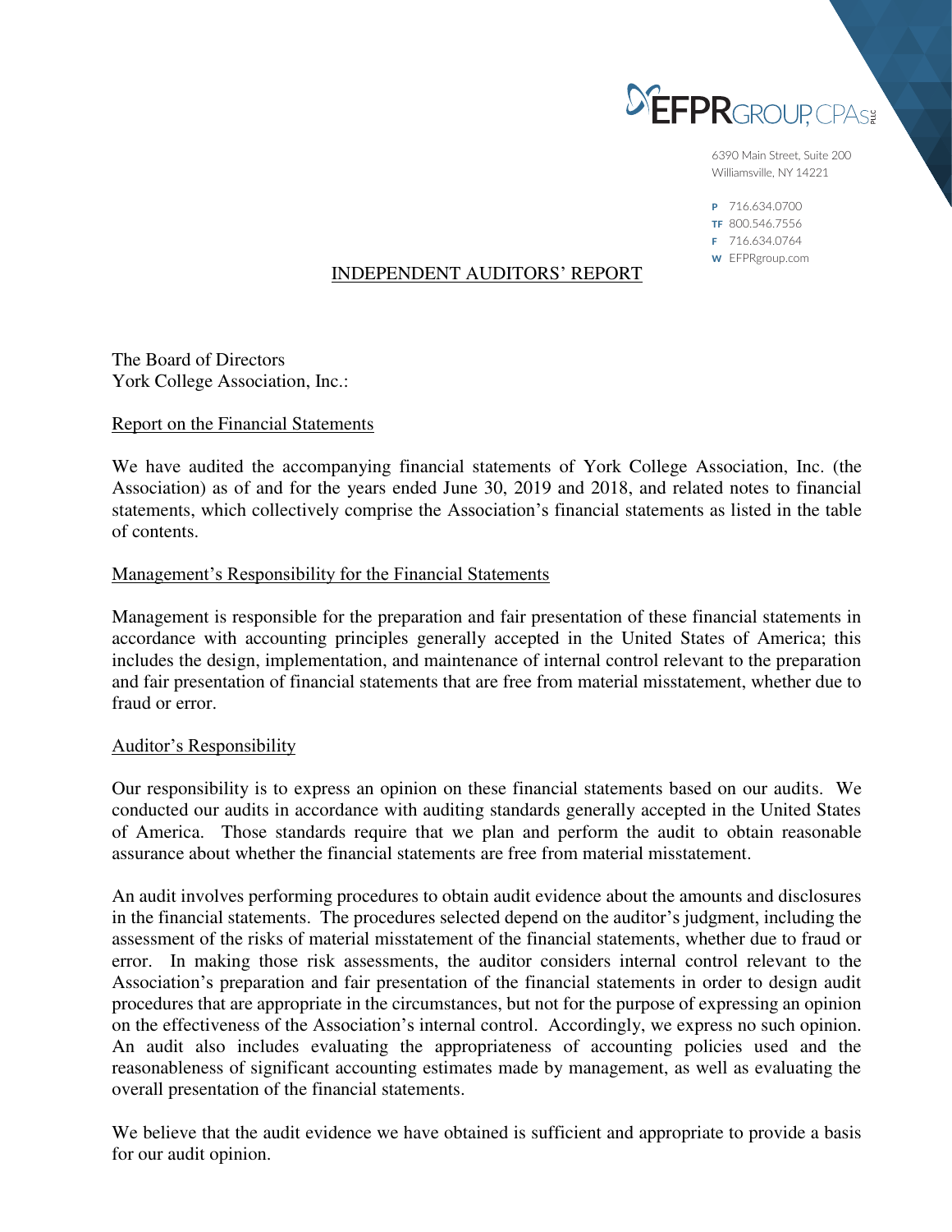EFPR GROUP, CPAs PLLC

6390 Main Street, Suite 200
Williamsville, NY 14221

P 716.634.0700
TF 800.546.7556
F 716.634.0764
W EFPRgroup.com

# INDEPENDENT AUDITORS' REPORT

The Board of Directors
York College Association, Inc.:

## Report on the Financial Statements

We have audited the accompanying financial statements of York College Association, Inc. (the Association) as of and for the years ended June 30, 2019 and 2018, and related notes to financial statements, which collectively comprise the Association's financial statements as listed in the table of contents.

## Management's Responsibility for the Financial Statements

Management is responsible for the preparation and fair presentation of these financial statements in accordance with accounting principles generally accepted in the United States of America; this includes the design, implementation, and maintenance of internal control relevant to the preparation and fair presentation of financial statements that are free from material misstatement, whether due to fraud or error.

## Auditor's Responsibility

Our responsibility is to express an opinion on these financial statements based on our audits. We conducted our audits in accordance with auditing standards generally accepted in the United States of America. Those standards require that we plan and perform the audit to obtain reasonable assurance about whether the financial statements are free from material misstatement.

An audit involves performing procedures to obtain audit evidence about the amounts and disclosures in the financial statements. The procedures selected depend on the auditor's judgment, including the assessment of the risks of material misstatement of the financial statements, whether due to fraud or error. In making those risk assessments, the auditor considers internal control relevant to the Association's preparation and fair presentation of the financial statements in order to design audit procedures that are appropriate in the circumstances, but not for the purpose of expressing an opinion on the effectiveness of the Association's internal control. Accordingly, we express no such opinion. An audit also includes evaluating the appropriateness of accounting policies used and the reasonableness of significant accounting estimates made by management, as well as evaluating the overall presentation of the financial statements.

We believe that the audit evidence we have obtained is sufficient and appropriate to provide a basis for our audit opinion.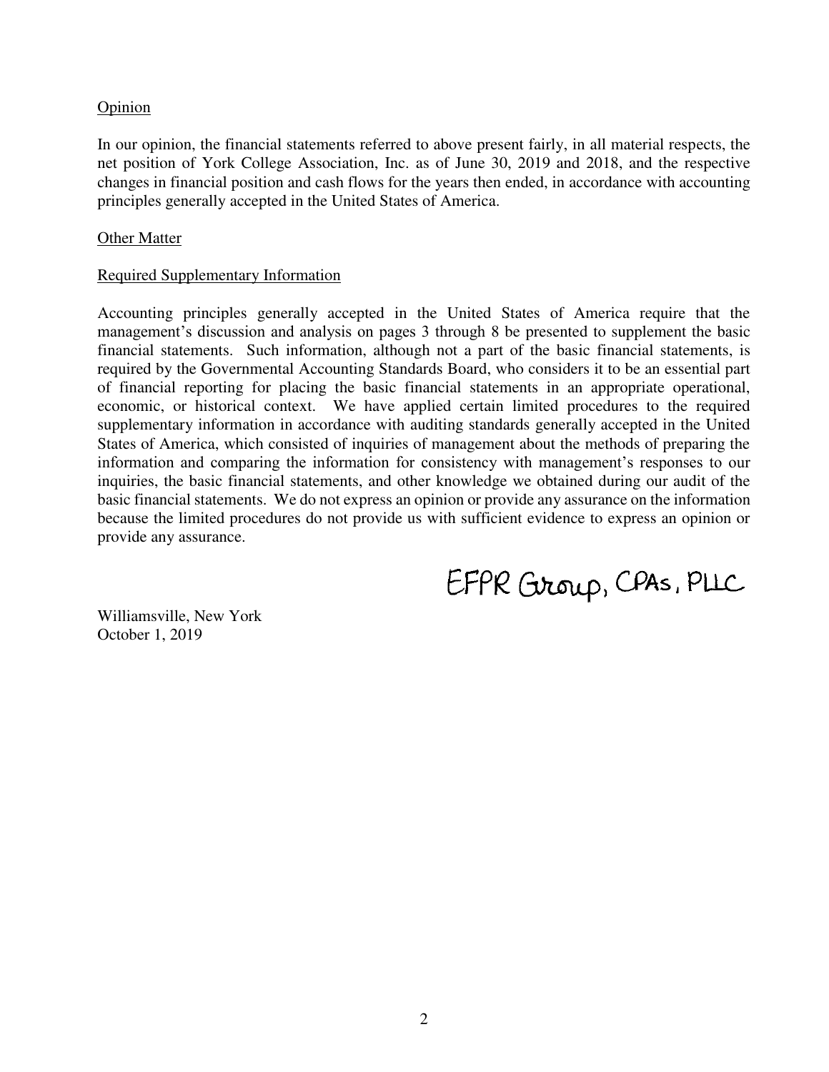Opinion

In our opinion, the financial statements referred to above present fairly, in all material respects, the net position of York College Association, Inc. as of June 30, 2019 and 2018, and the respective changes in financial position and cash flows for the years then ended, in accordance with accounting principles generally accepted in the United States of America.

Other Matter

Required Supplementary Information

Accounting principles generally accepted in the United States of America require that the management's discussion and analysis on pages 3 through 8 be presented to supplement the basic financial statements. Such information, although not a part of the basic financial statements, is required by the Governmental Accounting Standards Board, who considers it to be an essential part of financial reporting for placing the basic financial statements in an appropriate operational, economic, or historical context. We have applied certain limited procedures to the required supplementary information in accordance with auditing standards generally accepted in the United States of America, which consisted of inquiries of management about the methods of preparing the information and comparing the information for consistency with management's responses to our inquiries, the basic financial statements, and other knowledge we obtained during our audit of the basic financial statements. We do not express an opinion or provide any assurance on the information because the limited procedures do not provide us with sufficient evidence to express an opinion or provide any assurance.

EFPR Group, CPAs, PLLC

Williamsville, New York
October 1, 2019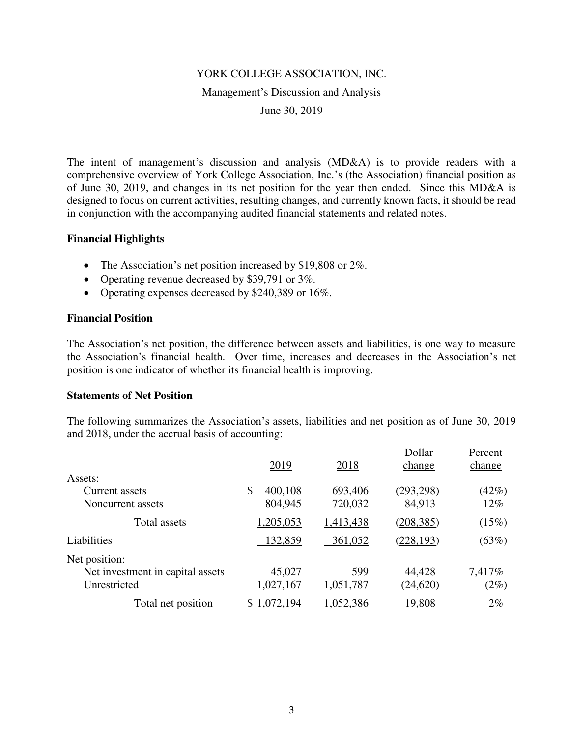YORK COLLEGE ASSOCIATION, INC.

Management's Discussion and Analysis

June 30, 2019

The intent of management's discussion and analysis (MD&A) is to provide readers with a comprehensive overview of York College Association, Inc.'s (the Association) financial position as of June 30, 2019, and changes in its net position for the year then ended. Since this MD&A is designed to focus on current activities, resulting changes, and currently known facts, it should be read in conjunction with the accompanying audited financial statements and related notes.

### Financial Highlights

- The Association's net position increased by $19,808 or 2%.
- Operating revenue decreased by $39,791 or 3%.
- Operating expenses decreased by $240,389 or 16%.

### Financial Position

The Association's net position, the difference between assets and liabilities, is one way to measure the Association's financial health. Over time, increases and decreases in the Association's net position is one indicator of whether its financial health is improving.

### Statements of Net Position

The following summarizes the Association's assets, liabilities and net position as of June 30, 2019 and 2018, under the accrual basis of accounting:

| | 2019 | 2018 | Dollar change | Percent change |
|---|---|---|---|---|
| Assets: | | | | |
| Current assets | $ 400,108 | 693,406 | (293,298) | (42%) |
| Noncurrent assets | 804,945 | 720,032 | 84,913 | 12% |
| Total assets | 1,205,053 | 1,413,438 | (208,385) | (15%) |
| Liabilities | 132,859 | 361,052 | (228,193) | (63%) |
| Net position: | | | | |
| Net investment in capital assets | 45,027 | 599 | 44,428 | 7,417% |
| Unrestricted | 1,027,167 | 1,051,787 | (24,620) | (2%) |
| Total net position | $ 1,072,194 | 1,052,386 | 19,808 | 2% |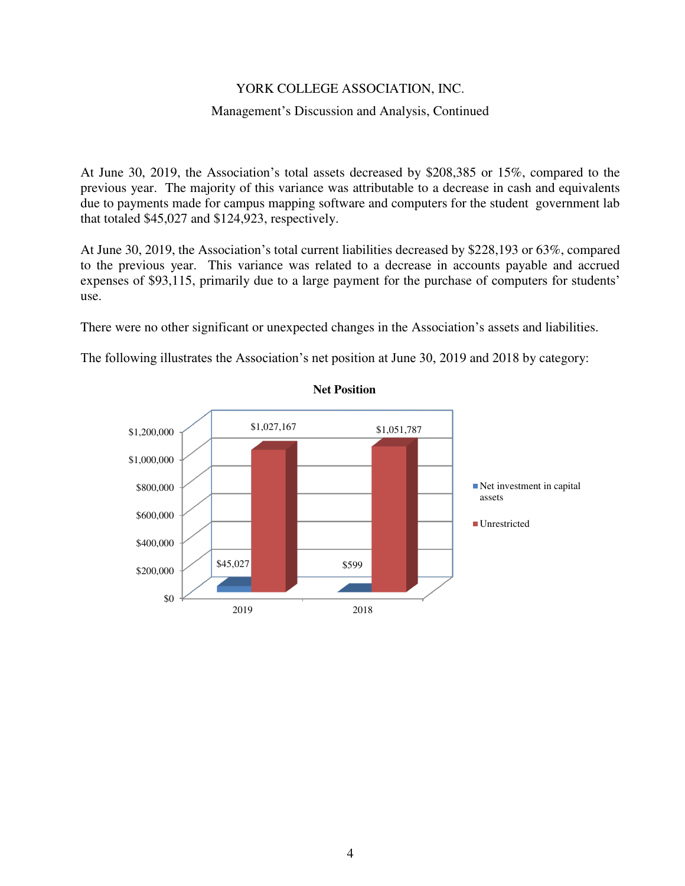At June 30, 2019, the Association's total assets decreased by $208,385 or 15%, compared to the previous year. The majority of this variance was attributable to a decrease in cash and equivalents due to payments made for campus mapping software and computers for the student government lab that totaled $45,027 and $124,923, respectively.

At June 30, 2019, the Association's total current liabilities decreased by $228,193 or 63%, compared to the previous year. This variance was related to a decrease in accounts payable and accrued expenses of $93,115, primarily due to a large payment for the purchase of computers for students' use.

There were no other significant or unexpected changes in the Association's assets and liabilities.

The following illustrates the Association's net position at June 30, 2019 and 2018 by category:

**Net Position**

| | 2019 | 2018 |
|---|---|---|
| Net investment in capital assets | $45,027 | $599 |
| Unrestricted | $1,027,167 | $1,051,787 |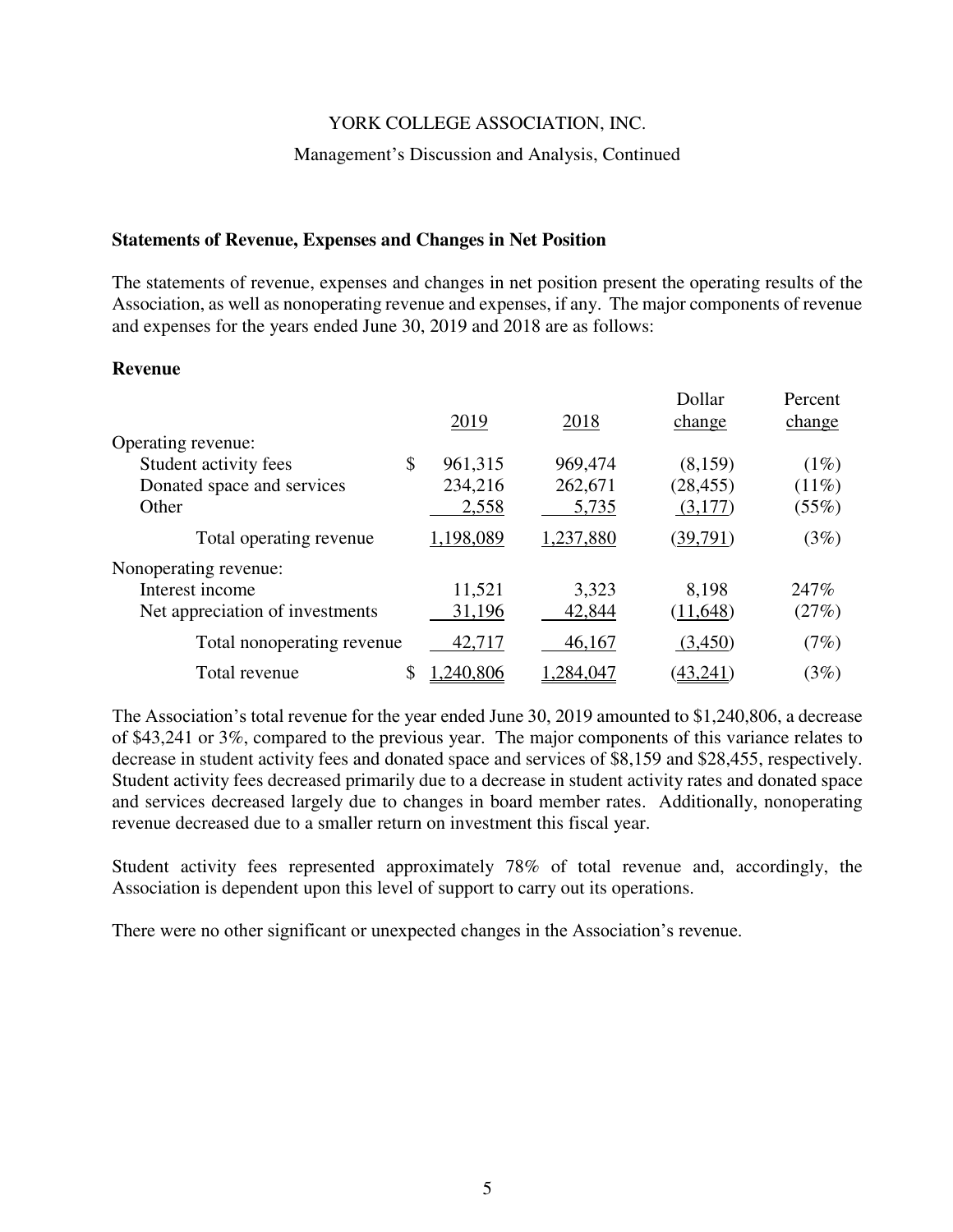YORK COLLEGE ASSOCIATION, INC.

Management's Discussion and Analysis, Continued

### Statements of Revenue, Expenses and Changes in Net Position

The statements of revenue, expenses and changes in net position present the operating results of the Association, as well as nonoperating revenue and expenses, if any. The major components of revenue and expenses for the years ended June 30, 2019 and 2018 are as follows:

### Revenue

| | 2019 | 2018 | Dollar change | Percent change |
|---|---|---|---|---|
| Operating revenue: | | | | |
| Student activity fees | $ 961,315 | 969,474 | (8,159) | (1%) |
| Donated space and services | 234,216 | 262,671 | (28,455) | (11%) |
| Other | 2,558 | 5,735 | (3,177) | (55%) |
| Total operating revenue | 1,198,089 | 1,237,880 | (39,791) | (3%) |
| Nonoperating revenue: | | | | |
| Interest income | 11,521 | 3,323 | 8,198 | 247% |
| Net appreciation of investments | 31,196 | 42,844 | (11,648) | (27%) |
| Total nonoperating revenue | 42,717 | 46,167 | (3,450) | (7%) |
| Total revenue | $ 1,240,806 | 1,284,047 | (43,241) | (3%) |

The Association's total revenue for the year ended June 30, 2019 amounted to $1,240,806, a decrease of $43,241 or 3%, compared to the previous year. The major components of this variance relates to decrease in student activity fees and donated space and services of $8,159 and $28,455, respectively. Student activity fees decreased primarily due to a decrease in student activity rates and donated space and services decreased largely due to changes in board member rates. Additionally, nonoperating revenue decreased due to a smaller return on investment this fiscal year.

Student activity fees represented approximately 78% of total revenue and, accordingly, the Association is dependent upon this level of support to carry out its operations.

There were no other significant or unexpected changes in the Association's revenue.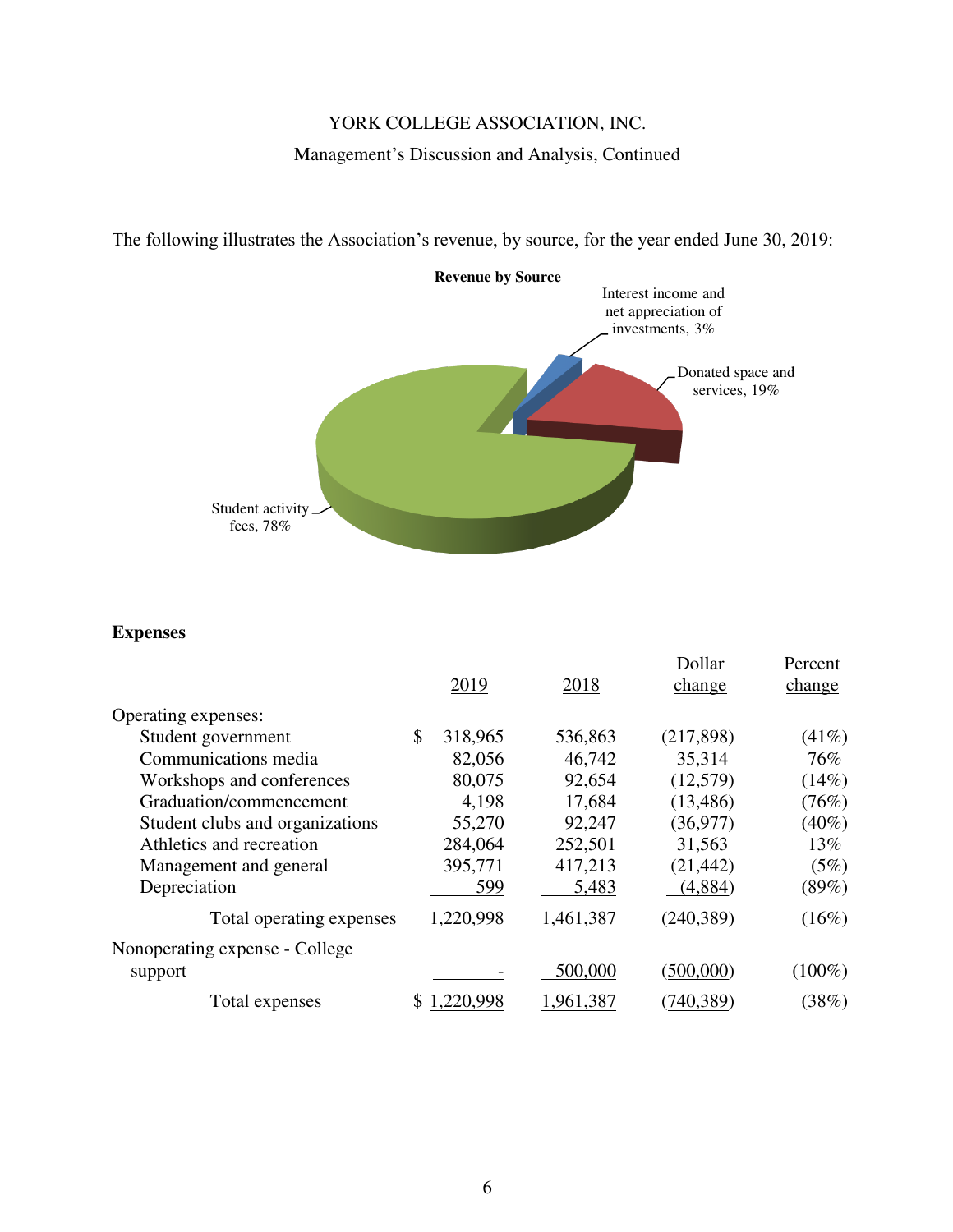YORK COLLEGE ASSOCIATION, INC.

Management's Discussion and Analysis, Continued

The following illustrates the Association's revenue, by source, for the year ended June 30, 2019:

**Revenue by Source**

Interest income and net appreciation of investments, 3%

Donated space and services, 19%

Student activity fees, 78%

## Expenses

| | 2019 | 2018 | Dollar change | Percent change |
|---|---|---|---|---|
| Operating expenses: | | | | |
| Student government | $ 318,965 | 536,863 | (217,898) | (41%) |
| Communications media | 82,056 | 46,742 | 35,314 | 76% |
| Workshops and conferences | 80,075 | 92,654 | (12,579) | (14%) |
| Graduation/commencement | 4,198 | 17,684 | (13,486) | (76%) |
| Student clubs and organizations | 55,270 | 92,247 | (36,977) | (40%) |
| Athletics and recreation | 284,064 | 252,501 | 31,563 | 13% |
| Management and general | 395,771 | 417,213 | (21,442) | (5%) |
| Depreciation | 599 | 5,483 | (4,884) | (89%) |
| Total operating expenses | 1,220,998 | 1,461,387 | (240,389) | (16%) |
| Nonoperating expense - College support | - | 500,000 | (500,000) | (100%) |
| Total expenses | $ 1,220,998 | 1,961,387 | (740,389) | (38%) |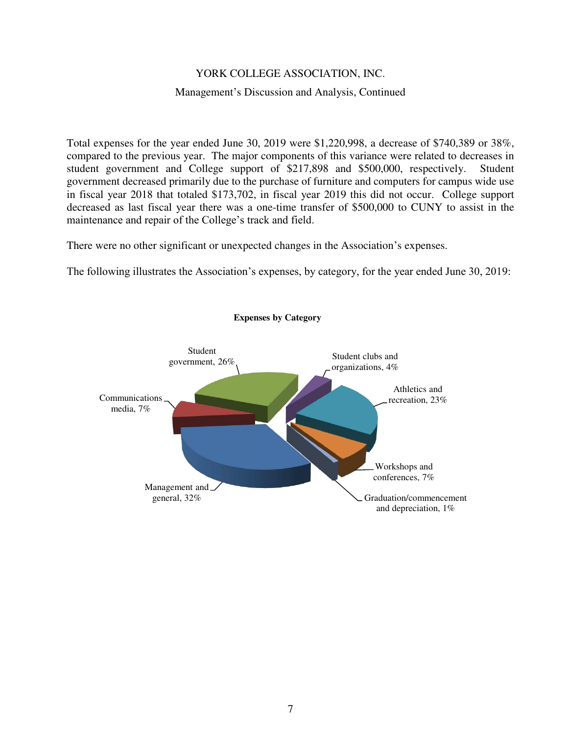Total expenses for the year ended June 30, 2019 were $1,220,998, a decrease of $740,389 or 38%, compared to the previous year. The major components of this variance were related to decreases in student government and College support of $217,898 and $500,000, respectively. Student government decreased primarily due to the purchase of furniture and computers for campus wide use in fiscal year 2018 that totaled $173,702, in fiscal year 2019 this did not occur. College support decreased as last fiscal year there was a one-time transfer of $500,000 to CUNY to assist in the maintenance and repair of the College's track and field.

There were no other significant or unexpected changes in the Association's expenses.

The following illustrates the Association's expenses, by category, for the year ended June 30, 2019:

**Expenses by Category**

- Student government, 26%
- Student clubs and organizations, 4%
- Athletics and recreation, 23%
- Workshops and conferences, 7%
- Graduation/commencement and depreciation, 1%
- Management and general, 32%
- Communications media, 7%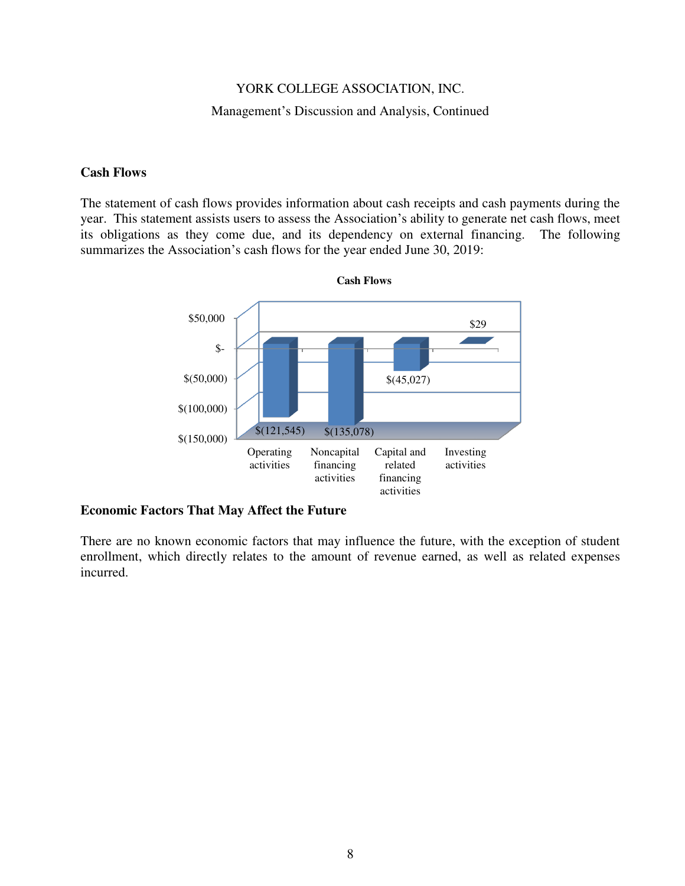## Cash Flows

The statement of cash flows provides information about cash receipts and cash payments during the year. This statement assists users to assess the Association's ability to generate net cash flows, meet its obligations as they come due, and its dependency on external financing. The following summarizes the Association's cash flows for the year ended June 30, 2019:

**Cash Flows**

| Activity | Amount |
| --- | --- |
| Operating activities | $(121,545) |
| Noncapital financing activities | $(135,078) |
| Capital and related financing activities | $(45,027) |
| Investing activities | $29 |

## Economic Factors That May Affect the Future

There are no known economic factors that may influence the future, with the exception of student enrollment, which directly relates to the amount of revenue earned, as well as related expenses incurred.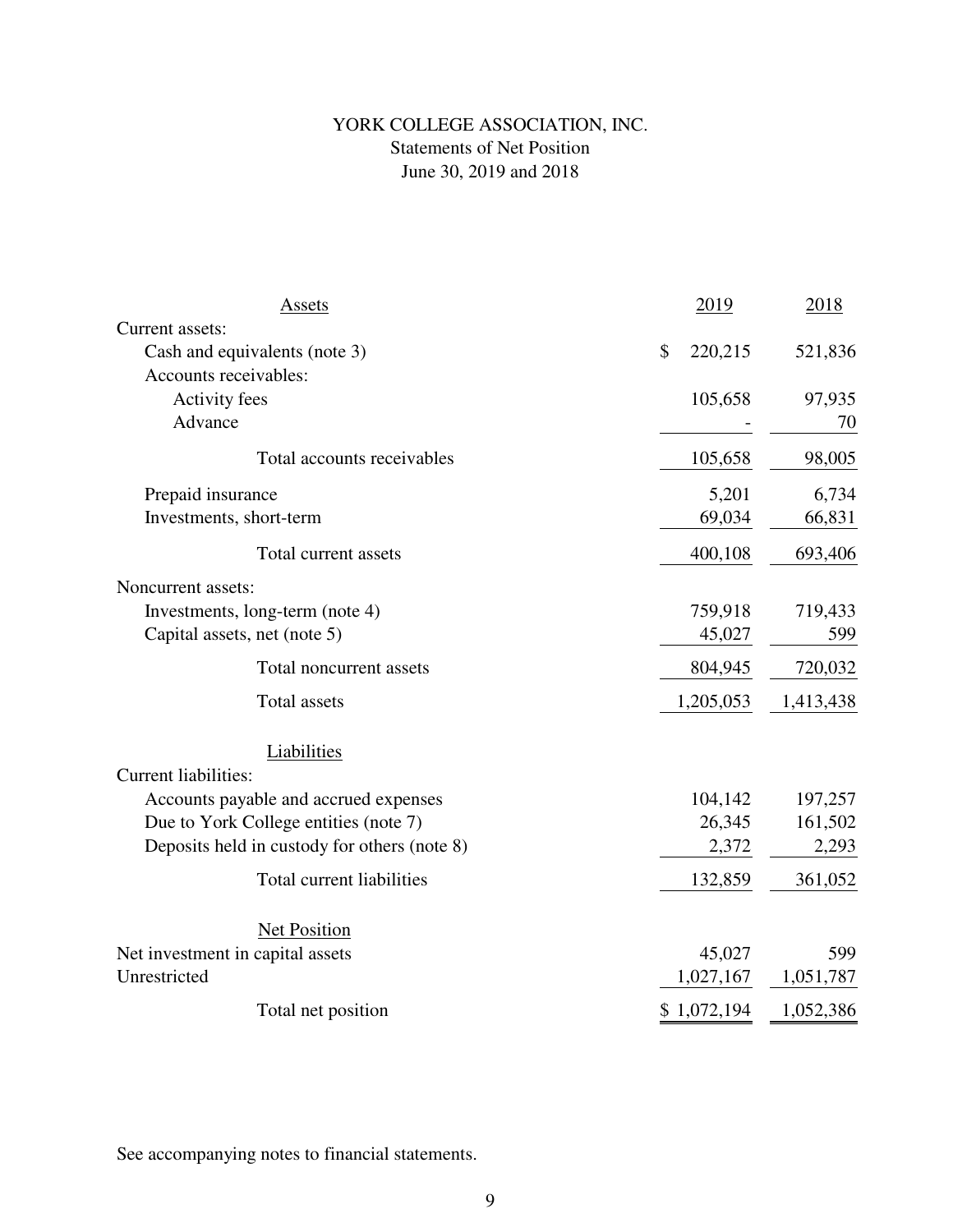# YORK COLLEGE ASSOCIATION, INC.

## Statements of Net Position

### June 30, 2019 and 2018

| Assets | 2019 | 2018 |
|---|---|---|
| Current assets: | | |
| Cash and equivalents (note 3) | $ 220,215 | 521,836 |
| Accounts receivables: | | |
| Activity fees | 105,658 | 97,935 |
| Advance | - | 70 |
| Total accounts receivables | 105,658 | 98,005 |
| Prepaid insurance | 5,201 | 6,734 |
| Investments, short-term | 69,034 | 66,831 |
| Total current assets | 400,108 | 693,406 |
| Noncurrent assets: | | |
| Investments, long-term (note 4) | 759,918 | 719,433 |
| Capital assets, net (note 5) | 45,027 | 599 |
| Total noncurrent assets | 804,945 | 720,032 |
| Total assets | 1,205,053 | 1,413,438 |
| **Liabilities** | | |
| Current liabilities: | | |
| Accounts payable and accrued expenses | 104,142 | 197,257 |
| Due to York College entities (note 7) | 26,345 | 161,502 |
| Deposits held in custody for others (note 8) | 2,372 | 2,293 |
| Total current liabilities | 132,859 | 361,052 |
| **Net Position** | | |
| Net investment in capital assets | 45,027 | 599 |
| Unrestricted | 1,027,167 | 1,051,787 |
| Total net position | $ 1,072,194 | 1,052,386 |

See accompanying notes to financial statements.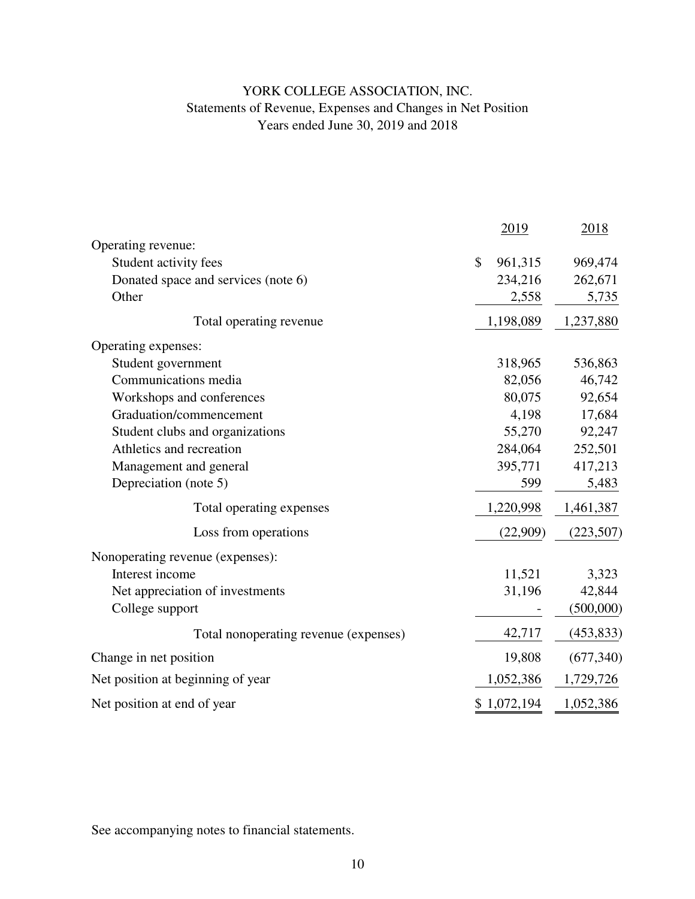# YORK COLLEGE ASSOCIATION, INC.

## Statements of Revenue, Expenses and Changes in Net Position

### Years ended June 30, 2019 and 2018

| | 2019 | 2018 |
|---|---|---|
| Operating revenue: | | |
| Student activity fees | $ 961,315 | 969,474 |
| Donated space and services (note 6) | 234,216 | 262,671 |
| Other | 2,558 | 5,735 |
| Total operating revenue | 1,198,089 | 1,237,880 |
| Operating expenses: | | |
| Student government | 318,965 | 536,863 |
| Communications media | 82,056 | 46,742 |
| Workshops and conferences | 80,075 | 92,654 |
| Graduation/commencement | 4,198 | 17,684 |
| Student clubs and organizations | 55,270 | 92,247 |
| Athletics and recreation | 284,064 | 252,501 |
| Management and general | 395,771 | 417,213 |
| Depreciation (note 5) | 599 | 5,483 |
| Total operating expenses | 1,220,998 | 1,461,387 |
| Loss from operations | (22,909) | (223,507) |
| Nonoperating revenue (expenses): | | |
| Interest income | 11,521 | 3,323 |
| Net appreciation of investments | 31,196 | 42,844 |
| College support | - | (500,000) |
| Total nonoperating revenue (expenses) | 42,717 | (453,833) |
| Change in net position | 19,808 | (677,340) |
| Net position at beginning of year | 1,052,386 | 1,729,726 |
| Net position at end of year | $ 1,072,194 | 1,052,386 |

See accompanying notes to financial statements.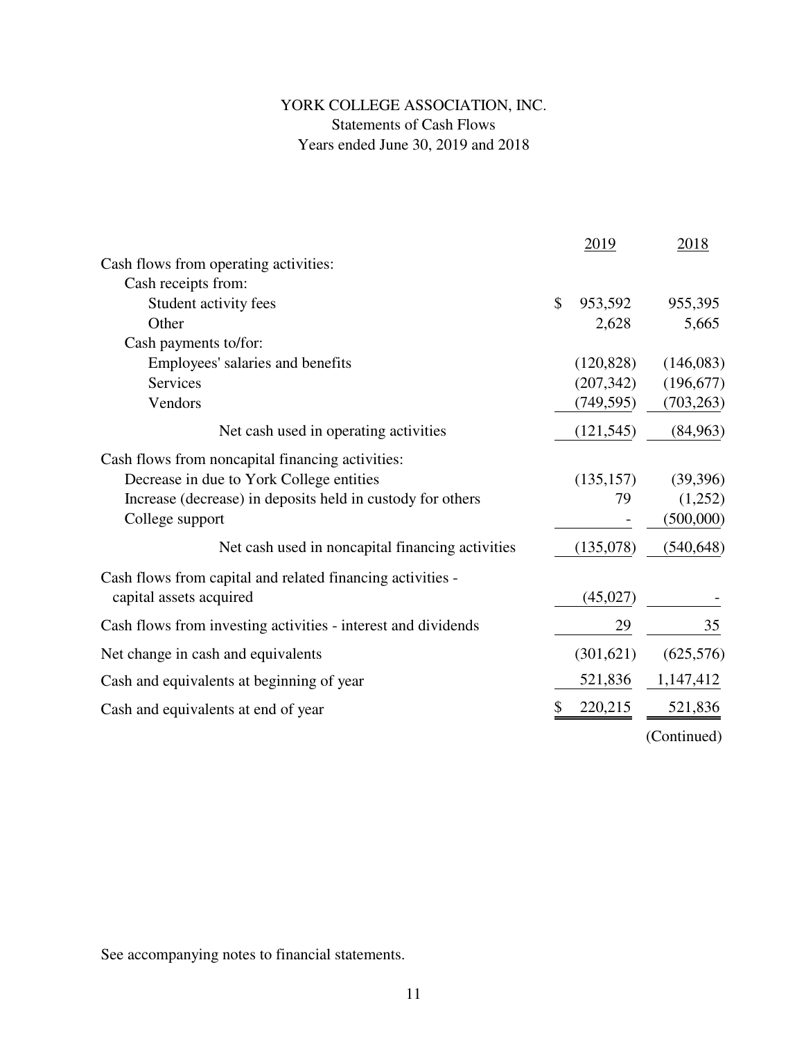# YORK COLLEGE ASSOCIATION, INC.

Statements of Cash Flows

Years ended June 30, 2019 and 2018

| | 2019 | 2018 |
|---|---|---|
| Cash flows from operating activities: | | |
| Cash receipts from: | | |
| Student activity fees | $ 953,592 | 955,395 |
| Other | 2,628 | 5,665 |
| Cash payments to/for: | | |
| Employees' salaries and benefits | (120,828) | (146,083) |
| Services | (207,342) | (196,677) |
| Vendors | (749,595) | (703,263) |
| Net cash used in operating activities | (121,545) | (84,963) |
| Cash flows from noncapital financing activities: | | |
| Decrease in due to York College entities | (135,157) | (39,396) |
| Increase (decrease) in deposits held in custody for others | 79 | (1,252) |
| College support | - | (500,000) |
| Net cash used in noncapital financing activities | (135,078) | (540,648) |
| Cash flows from capital and related financing activities - capital assets acquired | (45,027) | - |
| Cash flows from investing activities - interest and dividends | 29 | 35 |
| Net change in cash and equivalents | (301,621) | (625,576) |
| Cash and equivalents at beginning of year | 521,836 | 1,147,412 |
| Cash and equivalents at end of year | $ 220,215 | 521,836 |

(Continued)

See accompanying notes to financial statements.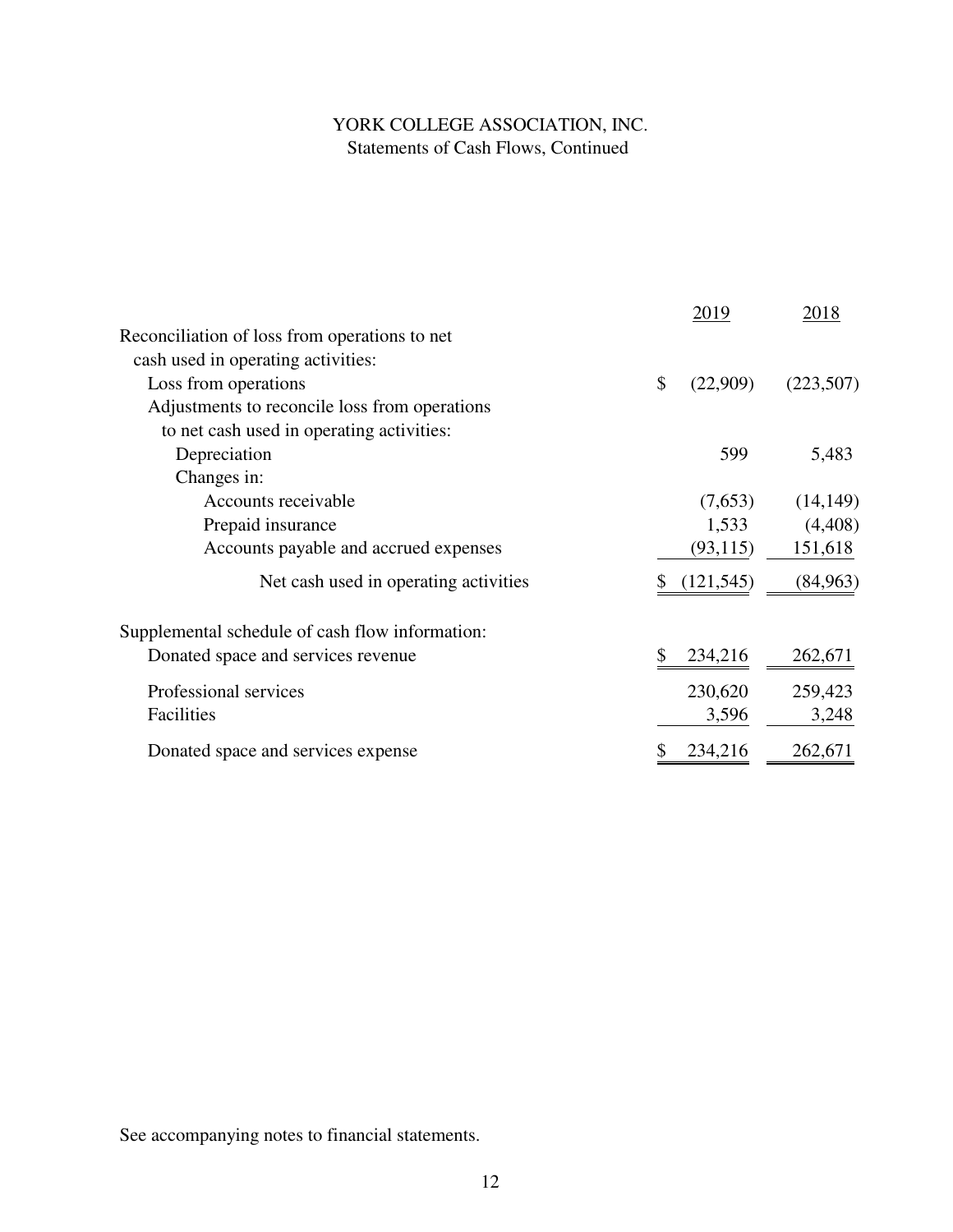# YORK COLLEGE ASSOCIATION, INC.

Statements of Cash Flows, Continued

| | 2019 | 2018 |
|---|---|---|
| Reconciliation of loss from operations to net cash used in operating activities: | | |
| Loss from operations | $ (22,909) | (223,507) |
| Adjustments to reconcile loss from operations to net cash used in operating activities: | | |
| Depreciation | 599 | 5,483 |
| Changes in: | | |
| Accounts receivable | (7,653) | (14,149) |
| Prepaid insurance | 1,533 | (4,408) |
| Accounts payable and accrued expenses | (93,115) | 151,618 |
| Net cash used in operating activities | $ (121,545) | (84,963) |
| Supplemental schedule of cash flow information: | | |
| Donated space and services revenue | $ 234,216 | 262,671 |
| Professional services | 230,620 | 259,423 |
| Facilities | 3,596 | 3,248 |
| Donated space and services expense | $ 234,216 | 262,671 |

See accompanying notes to financial statements.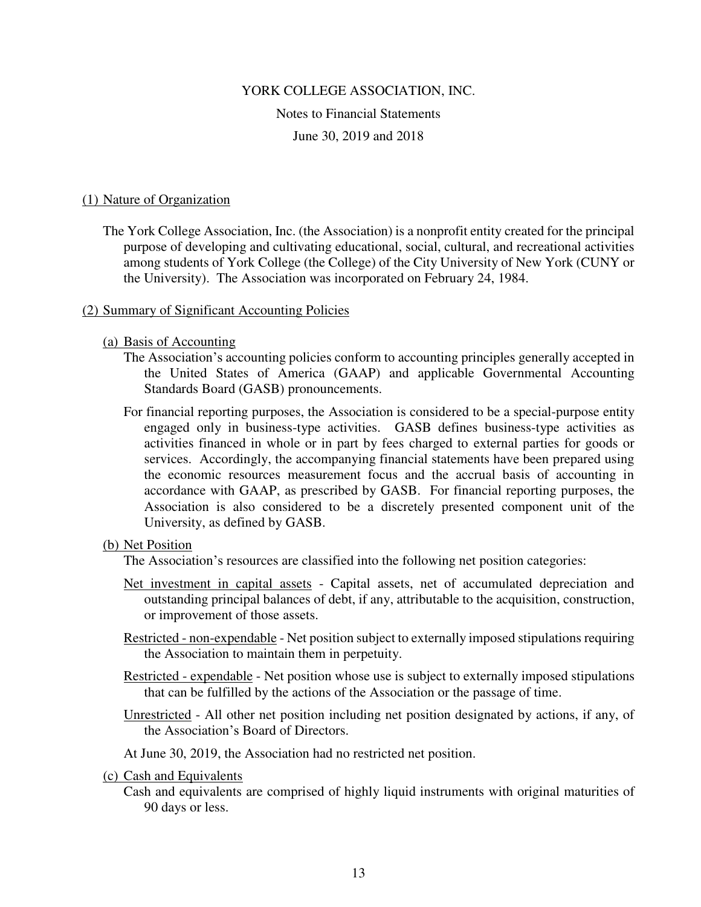YORK COLLEGE ASSOCIATION, INC.

Notes to Financial Statements

June 30, 2019 and 2018

## (1) Nature of Organization

The York College Association, Inc. (the Association) is a nonprofit entity created for the principal purpose of developing and cultivating educational, social, cultural, and recreational activities among students of York College (the College) of the City University of New York (CUNY or the University). The Association was incorporated on February 24, 1984.

## (2) Summary of Significant Accounting Policies

### (a) Basis of Accounting

The Association's accounting policies conform to accounting principles generally accepted in the United States of America (GAAP) and applicable Governmental Accounting Standards Board (GASB) pronouncements.

For financial reporting purposes, the Association is considered to be a special-purpose entity engaged only in business-type activities. GASB defines business-type activities as activities financed in whole or in part by fees charged to external parties for goods or services. Accordingly, the accompanying financial statements have been prepared using the economic resources measurement focus and the accrual basis of accounting in accordance with GAAP, as prescribed by GASB. For financial reporting purposes, the Association is also considered to be a discretely presented component unit of the University, as defined by GASB.

### (b) Net Position

The Association's resources are classified into the following net position categories:

Net investment in capital assets - Capital assets, net of accumulated depreciation and outstanding principal balances of debt, if any, attributable to the acquisition, construction, or improvement of those assets.

Restricted - non-expendable - Net position subject to externally imposed stipulations requiring the Association to maintain them in perpetuity.

Restricted - expendable - Net position whose use is subject to externally imposed stipulations that can be fulfilled by the actions of the Association or the passage of time.

Unrestricted - All other net position including net position designated by actions, if any, of the Association's Board of Directors.

At June 30, 2019, the Association had no restricted net position.

### (c) Cash and Equivalents

Cash and equivalents are comprised of highly liquid instruments with original maturities of 90 days or less.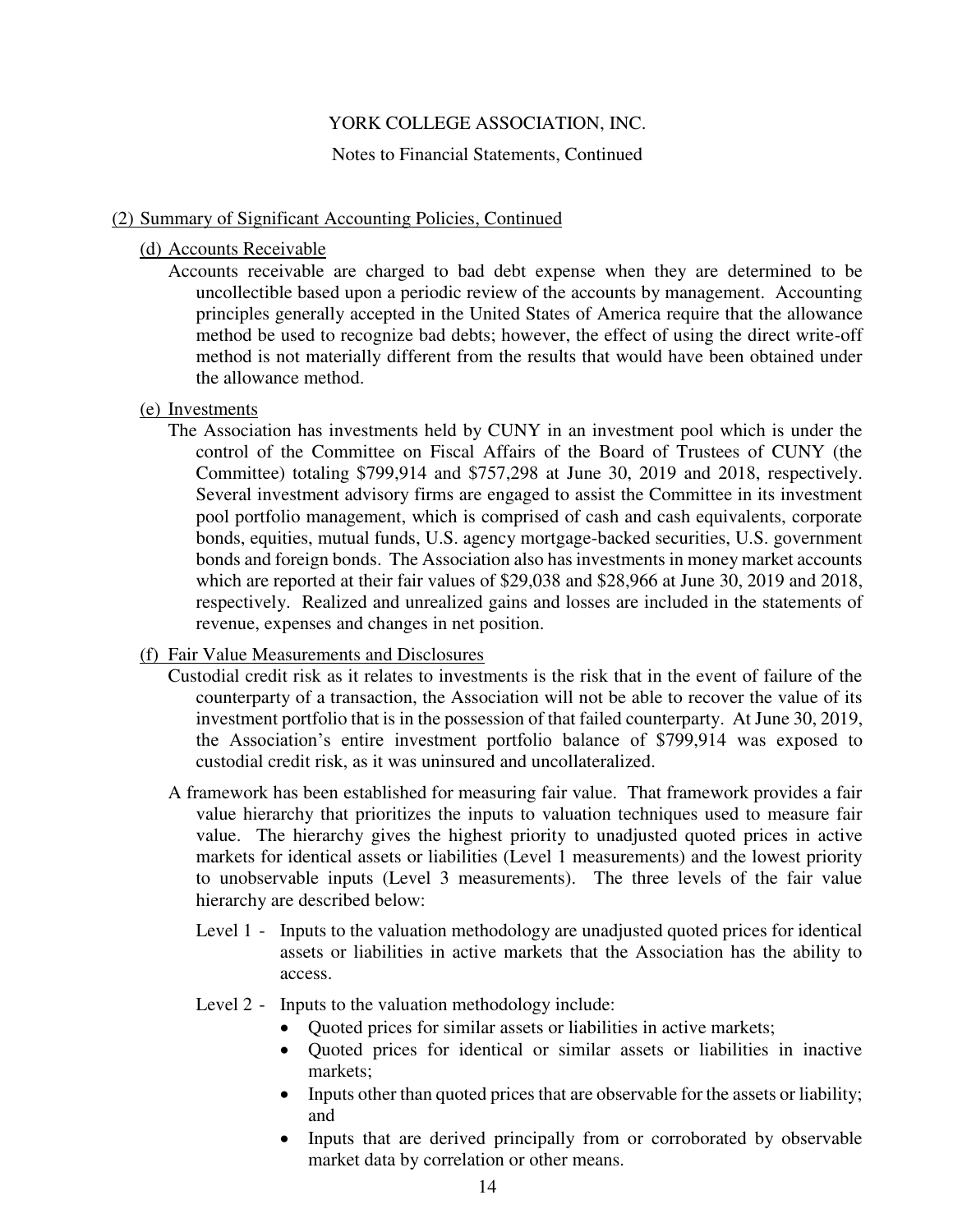## (2) Summary of Significant Accounting Policies, Continued

### (d) Accounts Receivable

Accounts receivable are charged to bad debt expense when they are determined to be uncollectible based upon a periodic review of the accounts by management. Accounting principles generally accepted in the United States of America require that the allowance method be used to recognize bad debts; however, the effect of using the direct write-off method is not materially different from the results that would have been obtained under the allowance method.

### (e) Investments

The Association has investments held by CUNY in an investment pool which is under the control of the Committee on Fiscal Affairs of the Board of Trustees of CUNY (the Committee) totaling $799,914 and $757,298 at June 30, 2019 and 2018, respectively. Several investment advisory firms are engaged to assist the Committee in its investment pool portfolio management, which is comprised of cash and cash equivalents, corporate bonds, equities, mutual funds, U.S. agency mortgage-backed securities, U.S. government bonds and foreign bonds. The Association also has investments in money market accounts which are reported at their fair values of $29,038 and $28,966 at June 30, 2019 and 2018, respectively. Realized and unrealized gains and losses are included in the statements of revenue, expenses and changes in net position.

### (f) Fair Value Measurements and Disclosures

Custodial credit risk as it relates to investments is the risk that in the event of failure of the counterparty of a transaction, the Association will not be able to recover the value of its investment portfolio that is in the possession of that failed counterparty. At June 30, 2019, the Association's entire investment portfolio balance of $799,914 was exposed to custodial credit risk, as it was uninsured and uncollateralized.

A framework has been established for measuring fair value. That framework provides a fair value hierarchy that prioritizes the inputs to valuation techniques used to measure fair value. The hierarchy gives the highest priority to unadjusted quoted prices in active markets for identical assets or liabilities (Level 1 measurements) and the lowest priority to unobservable inputs (Level 3 measurements). The three levels of the fair value hierarchy are described below:

Level 1 - Inputs to the valuation methodology are unadjusted quoted prices for identical assets or liabilities in active markets that the Association has the ability to access.

Level 2 - Inputs to the valuation methodology include:

- Quoted prices for similar assets or liabilities in active markets;
- Quoted prices for identical or similar assets or liabilities in inactive markets;
- Inputs other than quoted prices that are observable for the assets or liability; and
- Inputs that are derived principally from or corroborated by observable market data by correlation or other means.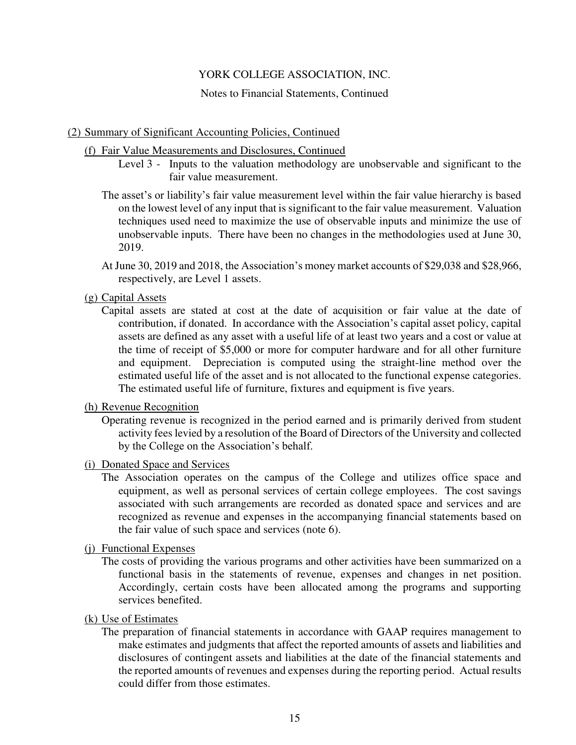# YORK COLLEGE ASSOCIATION, INC.

Notes to Financial Statements, Continued

## (2) Summary of Significant Accounting Policies, Continued

### (f) Fair Value Measurements and Disclosures, Continued

Level 3 - Inputs to the valuation methodology are unobservable and significant to the fair value measurement.

The asset's or liability's fair value measurement level within the fair value hierarchy is based on the lowest level of any input that is significant to the fair value measurement. Valuation techniques used need to maximize the use of observable inputs and minimize the use of unobservable inputs. There have been no changes in the methodologies used at June 30, 2019.

At June 30, 2019 and 2018, the Association's money market accounts of $29,038 and $28,966, respectively, are Level 1 assets.

### (g) Capital Assets

Capital assets are stated at cost at the date of acquisition or fair value at the date of contribution, if donated. In accordance with the Association's capital asset policy, capital assets are defined as any asset with a useful life of at least two years and a cost or value at the time of receipt of $5,000 or more for computer hardware and for all other furniture and equipment. Depreciation is computed using the straight-line method over the estimated useful life of the asset and is not allocated to the functional expense categories. The estimated useful life of furniture, fixtures and equipment is five years.

### (h) Revenue Recognition

Operating revenue is recognized in the period earned and is primarily derived from student activity fees levied by a resolution of the Board of Directors of the University and collected by the College on the Association's behalf.

### (i) Donated Space and Services

The Association operates on the campus of the College and utilizes office space and equipment, as well as personal services of certain college employees. The cost savings associated with such arrangements are recorded as donated space and services and are recognized as revenue and expenses in the accompanying financial statements based on the fair value of such space and services (note 6).

### (j) Functional Expenses

The costs of providing the various programs and other activities have been summarized on a functional basis in the statements of revenue, expenses and changes in net position. Accordingly, certain costs have been allocated among the programs and supporting services benefited.

### (k) Use of Estimates

The preparation of financial statements in accordance with GAAP requires management to make estimates and judgments that affect the reported amounts of assets and liabilities and disclosures of contingent assets and liabilities at the date of the financial statements and the reported amounts of revenues and expenses during the reporting period. Actual results could differ from those estimates.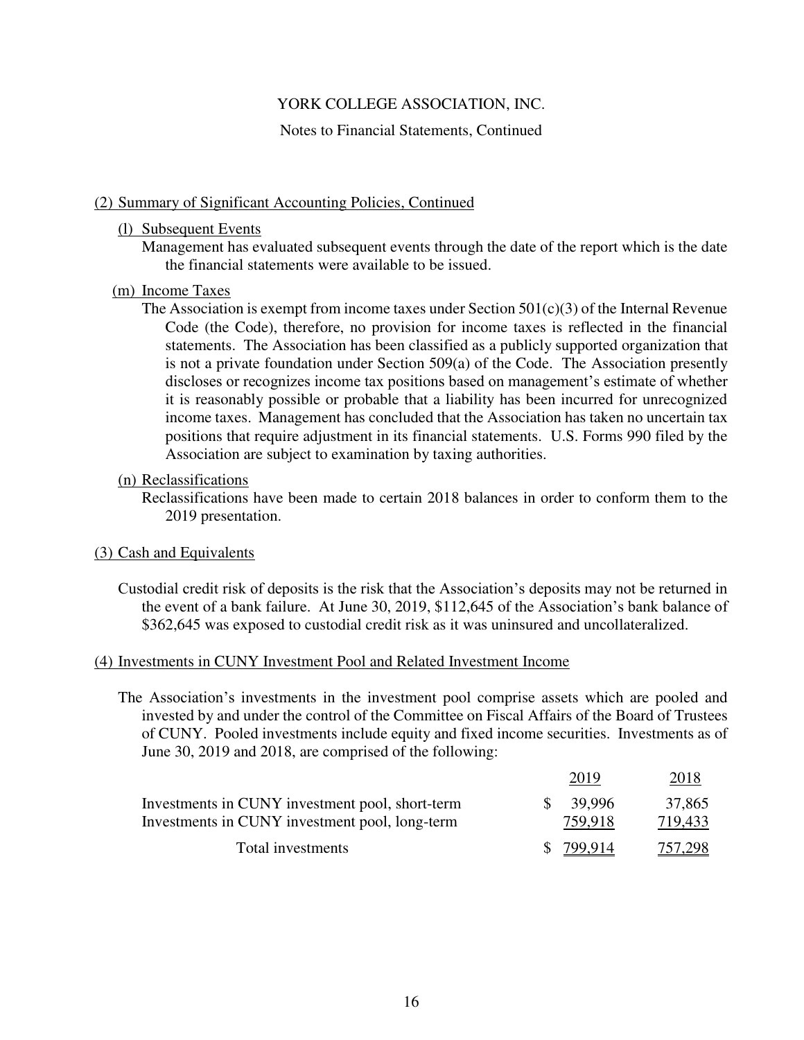YORK COLLEGE ASSOCIATION, INC.

Notes to Financial Statements, Continued

## (2) Summary of Significant Accounting Policies, Continued

### (l) Subsequent Events

Management has evaluated subsequent events through the date of the report which is the date the financial statements were available to be issued.

### (m) Income Taxes

The Association is exempt from income taxes under Section 501(c)(3) of the Internal Revenue Code (the Code), therefore, no provision for income taxes is reflected in the financial statements. The Association has been classified as a publicly supported organization that is not a private foundation under Section 509(a) of the Code. The Association presently discloses or recognizes income tax positions based on management's estimate of whether it is reasonably possible or probable that a liability has been incurred for unrecognized income taxes. Management has concluded that the Association has taken no uncertain tax positions that require adjustment in its financial statements. U.S. Forms 990 filed by the Association are subject to examination by taxing authorities.

### (n) Reclassifications

Reclassifications have been made to certain 2018 balances in order to conform them to the 2019 presentation.

## (3) Cash and Equivalents

Custodial credit risk of deposits is the risk that the Association's deposits may not be returned in the event of a bank failure. At June 30, 2019, $112,645 of the Association's bank balance of $362,645 was exposed to custodial credit risk as it was uninsured and uncollateralized.

## (4) Investments in CUNY Investment Pool and Related Investment Income

The Association's investments in the investment pool comprise assets which are pooled and invested by and under the control of the Committee on Fiscal Affairs of the Board of Trustees of CUNY. Pooled investments include equity and fixed income securities. Investments as of June 30, 2019 and 2018, are comprised of the following:

| | 2019 | 2018 |
|---|---|---|
| Investments in CUNY investment pool, short-term | $ 39,996 | 37,865 |
| Investments in CUNY investment pool, long-term | 759,918 | 719,433 |
| Total investments | $ 799,914 | 757,298 |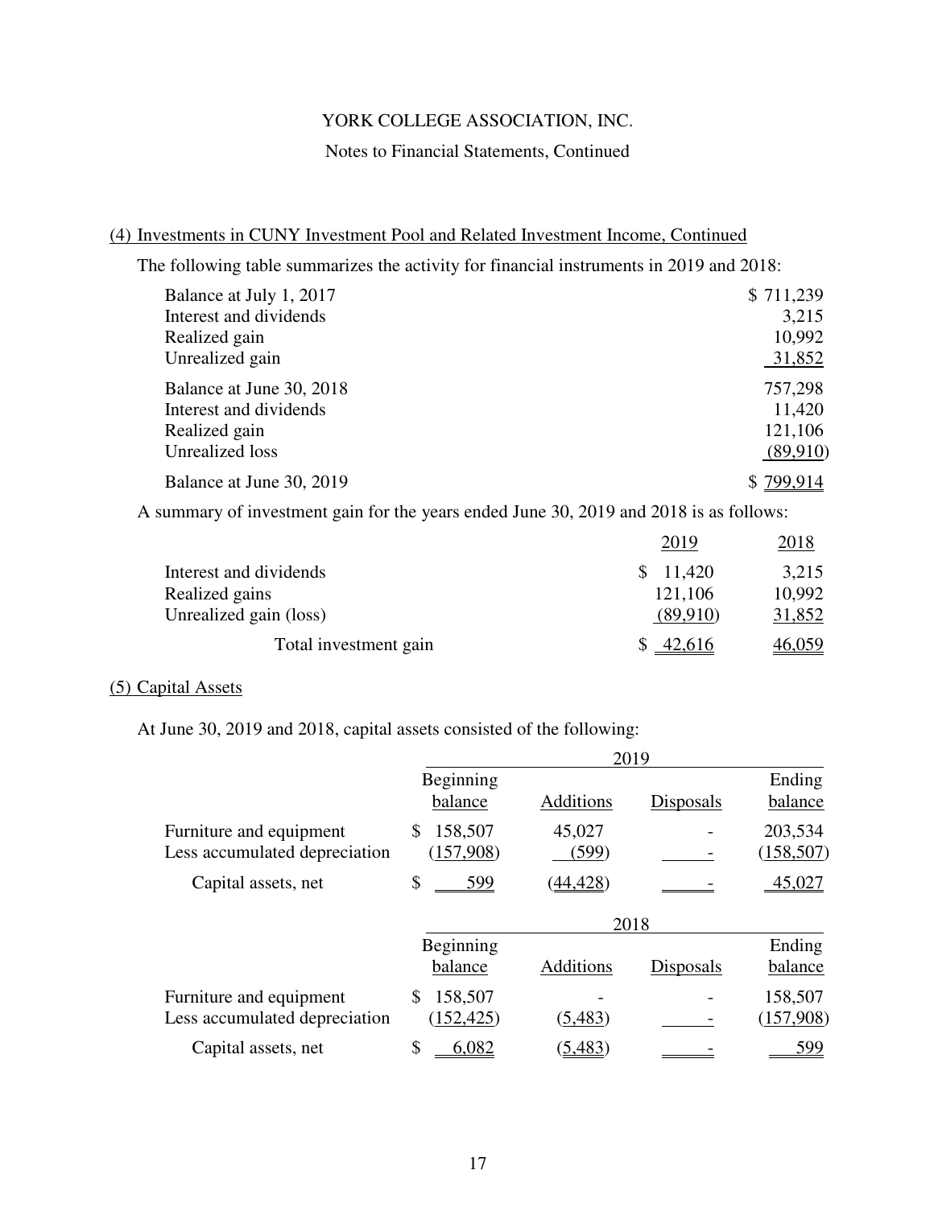YORK COLLEGE ASSOCIATION, INC.

Notes to Financial Statements, Continued

## (4) Investments in CUNY Investment Pool and Related Investment Income, Continued

The following table summarizes the activity for financial instruments in 2019 and 2018:

| | |
|---|---|
| Balance at July 1, 2017 | $ 711,239 |
| Interest and dividends | 3,215 |
| Realized gain | 10,992 |
| Unrealized gain | 31,852 |
| Balance at June 30, 2018 | 757,298 |
| Interest and dividends | 11,420 |
| Realized gain | 121,106 |
| Unrealized loss | (89,910) |
| Balance at June 30, 2019 | $ 799,914 |

A summary of investment gain for the years ended June 30, 2019 and 2018 is as follows:

| | 2019 | 2018 |
|---|---|---|
| Interest and dividends | $ 11,420 | 3,215 |
| Realized gains | 121,106 | 10,992 |
| Unrealized gain (loss) | (89,910) | 31,852 |
| Total investment gain | $ 42,616 | 46,059 |

## (5) Capital Assets

At June 30, 2019 and 2018, capital assets consisted of the following:

| | 2019 | | | |
|---|---|---|---|---|
| | Beginning balance | Additions | Disposals | Ending balance |
| Furniture and equipment | $ 158,507 | 45,027 | - | 203,534 |
| Less accumulated depreciation | (157,908) | (599) | - | (158,507) |
| Capital assets, net | $ 599 | (44,428) | - | 45,027 |

| | 2018 | | | |
|---|---|---|---|---|
| | Beginning balance | Additions | Disposals | Ending balance |
| Furniture and equipment | $ 158,507 | - | - | 158,507 |
| Less accumulated depreciation | (152,425) | (5,483) | - | (157,908) |
| Capital assets, net | $ 6,082 | (5,483) | - | 599 |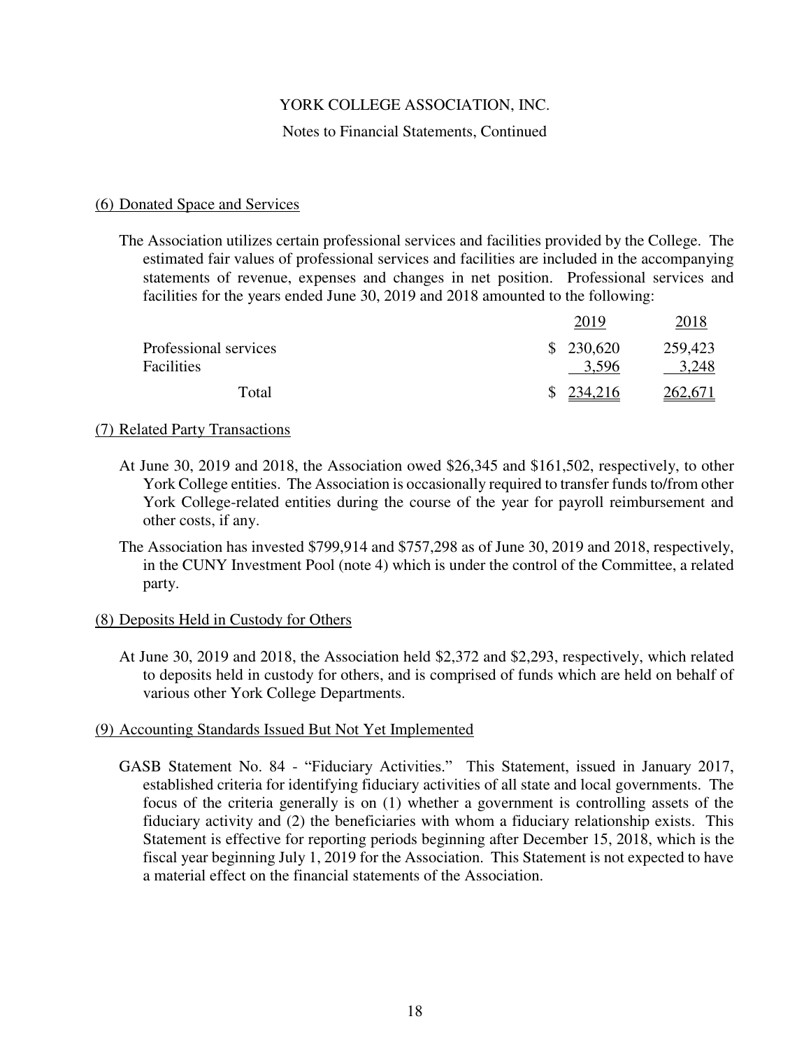YORK COLLEGE ASSOCIATION, INC.

Notes to Financial Statements, Continued

## (6) Donated Space and Services

The Association utilizes certain professional services and facilities provided by the College. The estimated fair values of professional services and facilities are included in the accompanying statements of revenue, expenses and changes in net position. Professional services and facilities for the years ended June 30, 2019 and 2018 amounted to the following:

| | 2019 | 2018 |
|---|---|---|
| Professional services | $ 230,620 | 259,423 |
| Facilities | 3,596 | 3,248 |
| Total | $ 234,216 | 262,671 |

## (7) Related Party Transactions

At June 30, 2019 and 2018, the Association owed $26,345 and $161,502, respectively, to other York College entities. The Association is occasionally required to transfer funds to/from other York College-related entities during the course of the year for payroll reimbursement and other costs, if any.

The Association has invested $799,914 and $757,298 as of June 30, 2019 and 2018, respectively, in the CUNY Investment Pool (note 4) which is under the control of the Committee, a related party.

## (8) Deposits Held in Custody for Others

At June 30, 2019 and 2018, the Association held $2,372 and $2,293, respectively, which related to deposits held in custody for others, and is comprised of funds which are held on behalf of various other York College Departments.

## (9) Accounting Standards Issued But Not Yet Implemented

GASB Statement No. 84 - "Fiduciary Activities." This Statement, issued in January 2017, established criteria for identifying fiduciary activities of all state and local governments. The focus of the criteria generally is on (1) whether a government is controlling assets of the fiduciary activity and (2) the beneficiaries with whom a fiduciary relationship exists. This Statement is effective for reporting periods beginning after December 15, 2018, which is the fiscal year beginning July 1, 2019 for the Association. This Statement is not expected to have a material effect on the financial statements of the Association.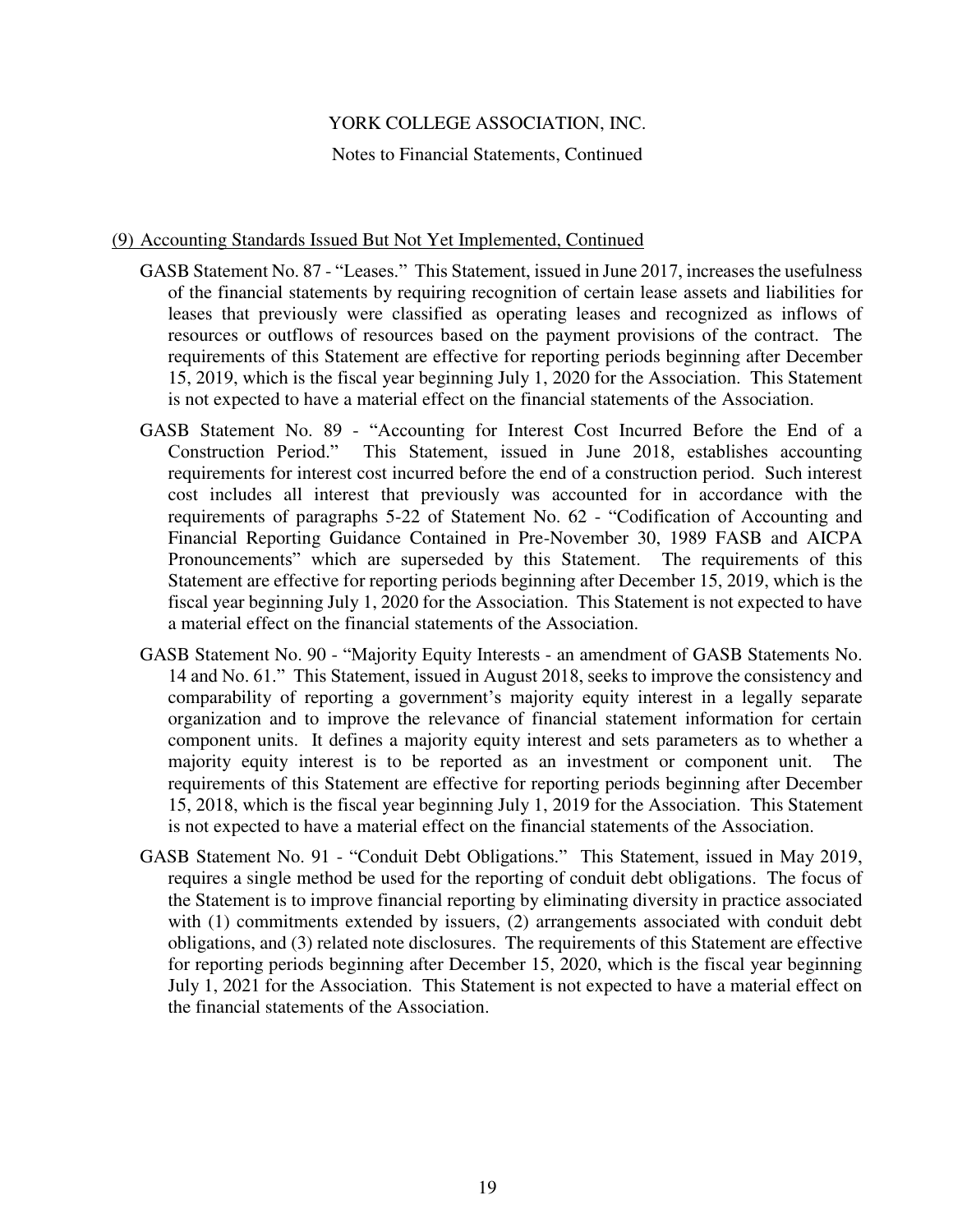YORK COLLEGE ASSOCIATION, INC.

Notes to Financial Statements, Continued

## (9) Accounting Standards Issued But Not Yet Implemented, Continued

GASB Statement No. 87 - "Leases." This Statement, issued in June 2017, increases the usefulness of the financial statements by requiring recognition of certain lease assets and liabilities for leases that previously were classified as operating leases and recognized as inflows of resources or outflows of resources based on the payment provisions of the contract. The requirements of this Statement are effective for reporting periods beginning after December 15, 2019, which is the fiscal year beginning July 1, 2020 for the Association. This Statement is not expected to have a material effect on the financial statements of the Association.

GASB Statement No. 89 - "Accounting for Interest Cost Incurred Before the End of a Construction Period." This Statement, issued in June 2018, establishes accounting requirements for interest cost incurred before the end of a construction period. Such interest cost includes all interest that previously was accounted for in accordance with the requirements of paragraphs 5-22 of Statement No. 62 - "Codification of Accounting and Financial Reporting Guidance Contained in Pre-November 30, 1989 FASB and AICPA Pronouncements" which are superseded by this Statement. The requirements of this Statement are effective for reporting periods beginning after December 15, 2019, which is the fiscal year beginning July 1, 2020 for the Association. This Statement is not expected to have a material effect on the financial statements of the Association.

GASB Statement No. 90 - "Majority Equity Interests - an amendment of GASB Statements No. 14 and No. 61." This Statement, issued in August 2018, seeks to improve the consistency and comparability of reporting a government's majority equity interest in a legally separate organization and to improve the relevance of financial statement information for certain component units. It defines a majority equity interest and sets parameters as to whether a majority equity interest is to be reported as an investment or component unit. The requirements of this Statement are effective for reporting periods beginning after December 15, 2018, which is the fiscal year beginning July 1, 2019 for the Association. This Statement is not expected to have a material effect on the financial statements of the Association.

GASB Statement No. 91 - "Conduit Debt Obligations." This Statement, issued in May 2019, requires a single method be used for the reporting of conduit debt obligations. The focus of the Statement is to improve financial reporting by eliminating diversity in practice associated with (1) commitments extended by issuers, (2) arrangements associated with conduit debt obligations, and (3) related note disclosures. The requirements of this Statement are effective for reporting periods beginning after December 15, 2020, which is the fiscal year beginning July 1, 2021 for the Association. This Statement is not expected to have a material effect on the financial statements of the Association.